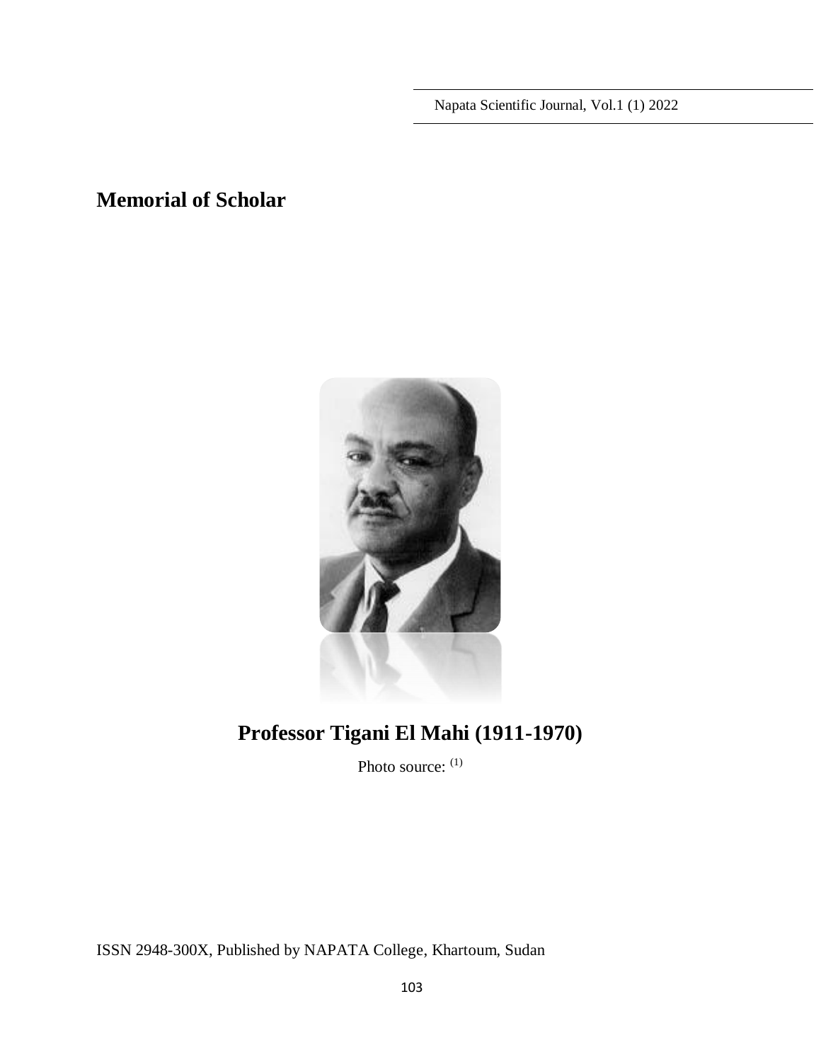# Memorial of Scholar

## Professor Tigani El Mahi (1911-1970)

Photo source: [(1)]

ISSN 2948-300X, Published by NAPATA College, Khartoum, Sudan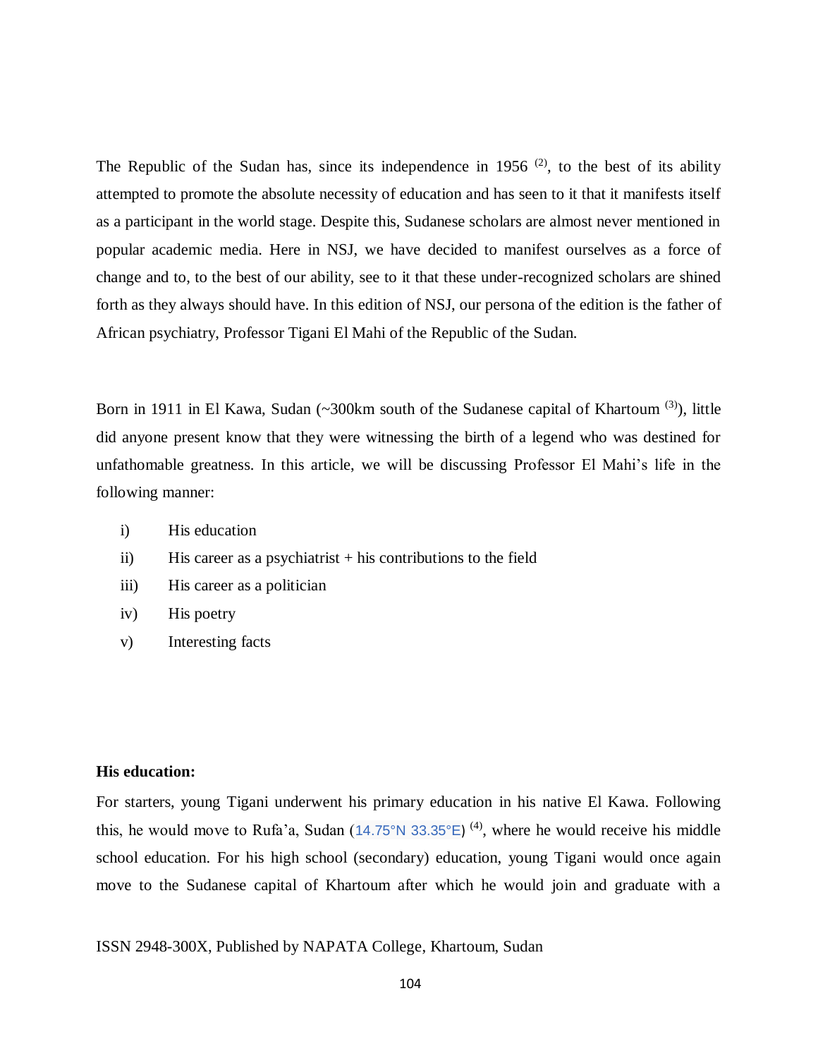The Republic of the Sudan has, since its independence in 1956 [2], to the best of its ability attempted to promote the absolute necessity of education and has seen to it that it manifests itself as a participant in the world stage. Despite this, Sudanese scholars are almost never mentioned in popular academic media. Here in NSJ, we have decided to manifest ourselves as a force of change and to, to the best of our ability, see to it that these under-recognized scholars are shined forth as they always should have. In this edition of NSJ, our persona of the edition is the father of African psychiatry, Professor Tigani El Mahi of the Republic of the Sudan.

Born in 1911 in El Kawa, Sudan (~300km south of the Sudanese capital of Khartoum [3]), little did anyone present know that they were witnessing the birth of a legend who was destined for unfathomable greatness. In this article, we will be discussing Professor El Mahi's life in the following manner:

i) His education
ii) His career as a psychiatrist + his contributions to the field
iii) His career as a politician
iv) His poetry
v) Interesting facts

**His education:**

For starters, young Tigani underwent his primary education in his native El Kawa. Following this, he would move to Rufa'a, Sudan (14.75°N 33.35°E) [4], where he would receive his middle school education. For his high school (secondary) education, young Tigani would once again move to the Sudanese capital of Khartoum after which he would join and graduate with a

ISSN 2948-300X, Published by NAPATA College, Khartoum, Sudan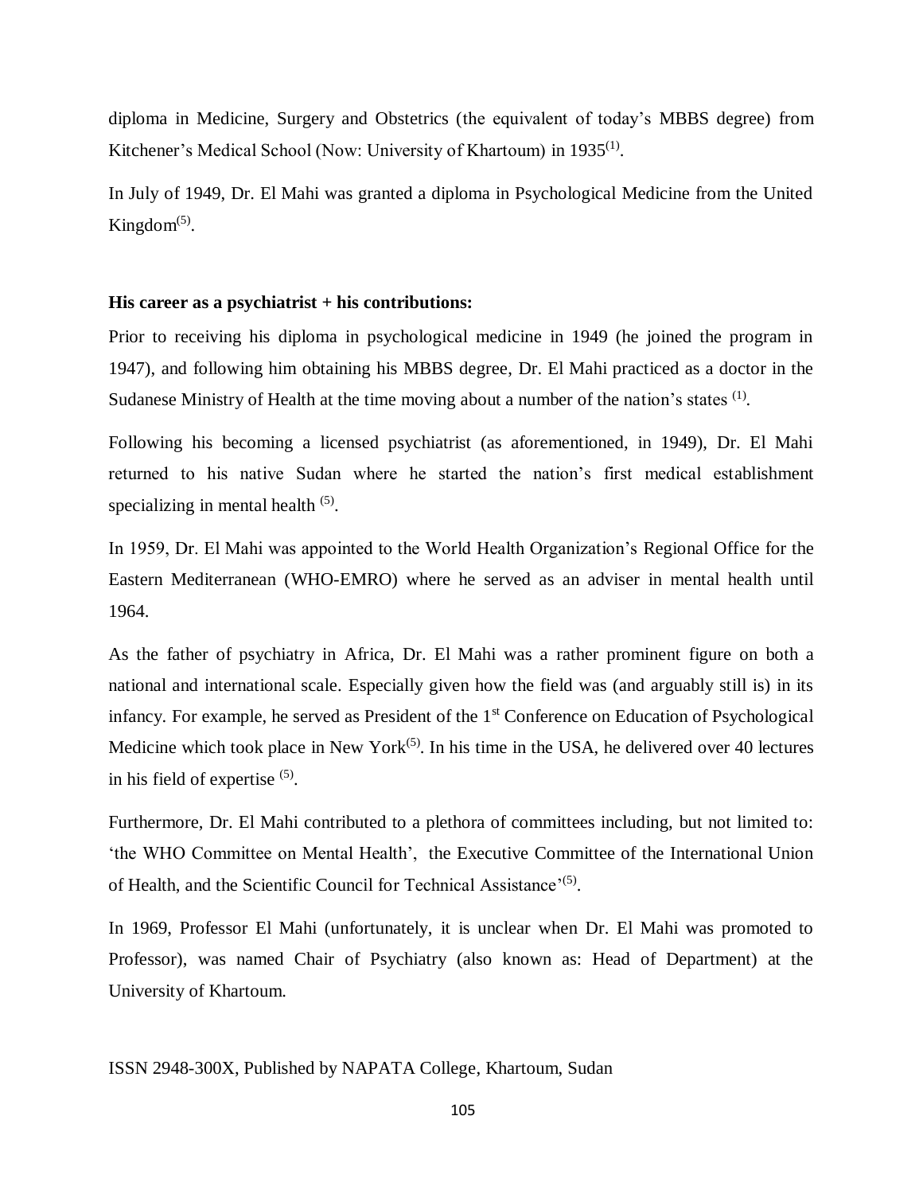diploma in Medicine, Surgery and Obstetrics (the equivalent of today's MBBS degree) from Kitchener's Medical School (Now: University of Khartoum) in 1935[1].

In July of 1949, Dr. El Mahi was granted a diploma in Psychological Medicine from the United Kingdom[5].

**His career as a psychiatrist + his contributions:**

Prior to receiving his diploma in psychological medicine in 1949 (he joined the program in 1947), and following him obtaining his MBBS degree, Dr. El Mahi practiced as a doctor in the Sudanese Ministry of Health at the time moving about a number of the nation's states [1].

Following his becoming a licensed psychiatrist (as aforementioned, in 1949), Dr. El Mahi returned to his native Sudan where he started the nation's first medical establishment specializing in mental health [5].

In 1959, Dr. El Mahi was appointed to the World Health Organization's Regional Office for the Eastern Mediterranean (WHO-EMRO) where he served as an adviser in mental health until 1964.

As the father of psychiatry in Africa, Dr. El Mahi was a rather prominent figure on both a national and international scale. Especially given how the field was (and arguably still is) in its infancy. For example, he served as President of the 1st Conference on Education of Psychological Medicine which took place in New York[5]. In his time in the USA, he delivered over 40 lectures in his field of expertise [5].

Furthermore, Dr. El Mahi contributed to a plethora of committees including, but not limited to: 'the WHO Committee on Mental Health', the Executive Committee of the International Union of Health, and the Scientific Council for Technical Assistance'[5].

In 1969, Professor El Mahi (unfortunately, it is unclear when Dr. El Mahi was promoted to Professor), was named Chair of Psychiatry (also known as: Head of Department) at the University of Khartoum.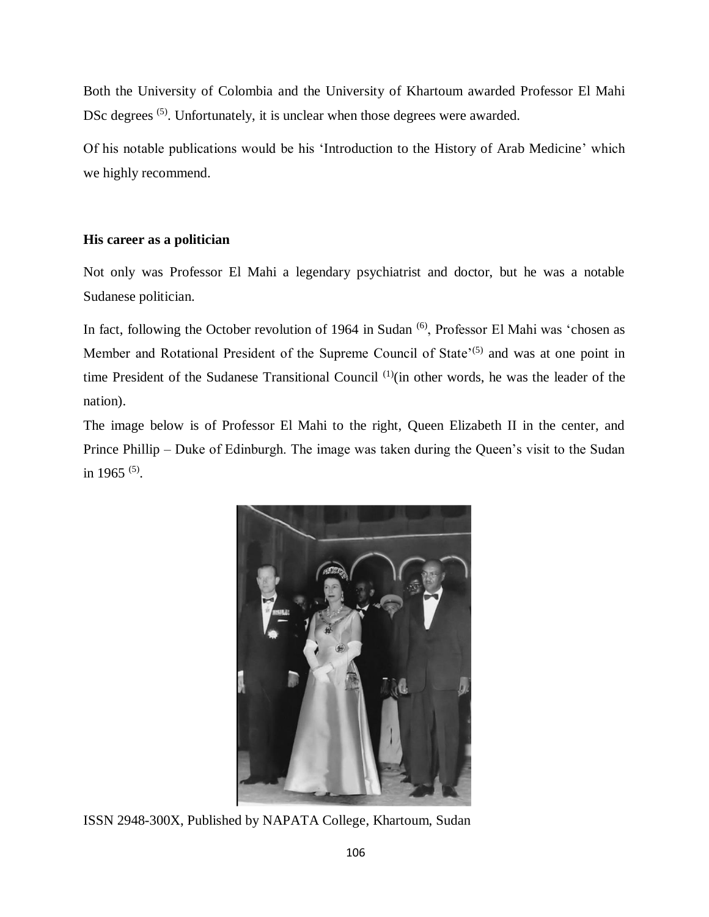Both the University of Colombia and the University of Khartoum awarded Professor El Mahi DSc degrees [5]. Unfortunately, it is unclear when those degrees were awarded.

Of his notable publications would be his 'Introduction to the History of Arab Medicine' which we highly recommend.

**His career as a politician**

Not only was Professor El Mahi a legendary psychiatrist and doctor, but he was a notable Sudanese politician.

In fact, following the October revolution of 1964 in Sudan [6], Professor El Mahi was 'chosen as Member and Rotational President of the Supreme Council of State'[5] and was at one point in time President of the Sudanese Transitional Council [1](in other words, he was the leader of the nation).

The image below is of Professor El Mahi to the right, Queen Elizabeth II in the center, and Prince Phillip – Duke of Edinburgh. The image was taken during the Queen's visit to the Sudan in 1965 [5].

ISSN 2948-300X, Published by NAPATA College, Khartoum, Sudan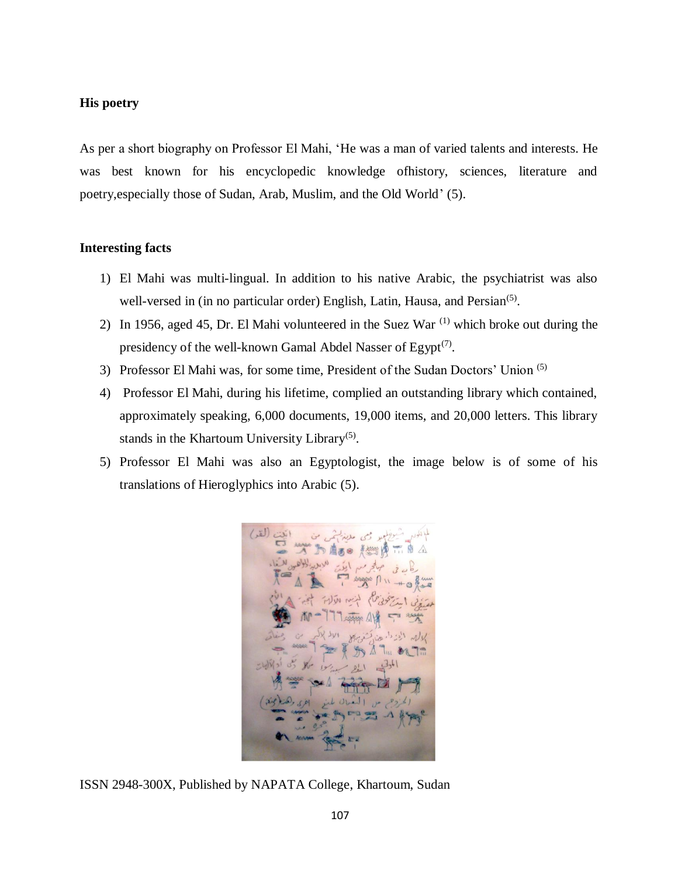### His poetry

As per a short biography on Professor El Mahi, 'He was a man of varied talents and interests. He was best known for his encyclopedic knowledge ofhistory, sciences, literature and poetry,especially those of Sudan, Arab, Muslim, and the Old World' (5).

### Interesting facts

1) El Mahi was multi-lingual. In addition to his native Arabic, the psychiatrist was also well-versed in (in no particular order) English, Latin, Hausa, and Persian[5].
2) In 1956, aged 45, Dr. El Mahi volunteered in the Suez War [1] which broke out during the presidency of the well-known Gamal Abdel Nasser of Egypt[7].
3) Professor El Mahi was, for some time, President of the Sudan Doctors' Union [5]
4) Professor El Mahi, during his lifetime, complied an outstanding library which contained, approximately speaking, 6,000 documents, 19,000 items, and 20,000 letters. This library stands in the Khartoum University Library[5].
5) Professor El Mahi was also an Egyptologist, the image below is of some of his translations of Hieroglyphics into Arabic (5).

ISSN 2948-300X, Published by NAPATA College, Khartoum, Sudan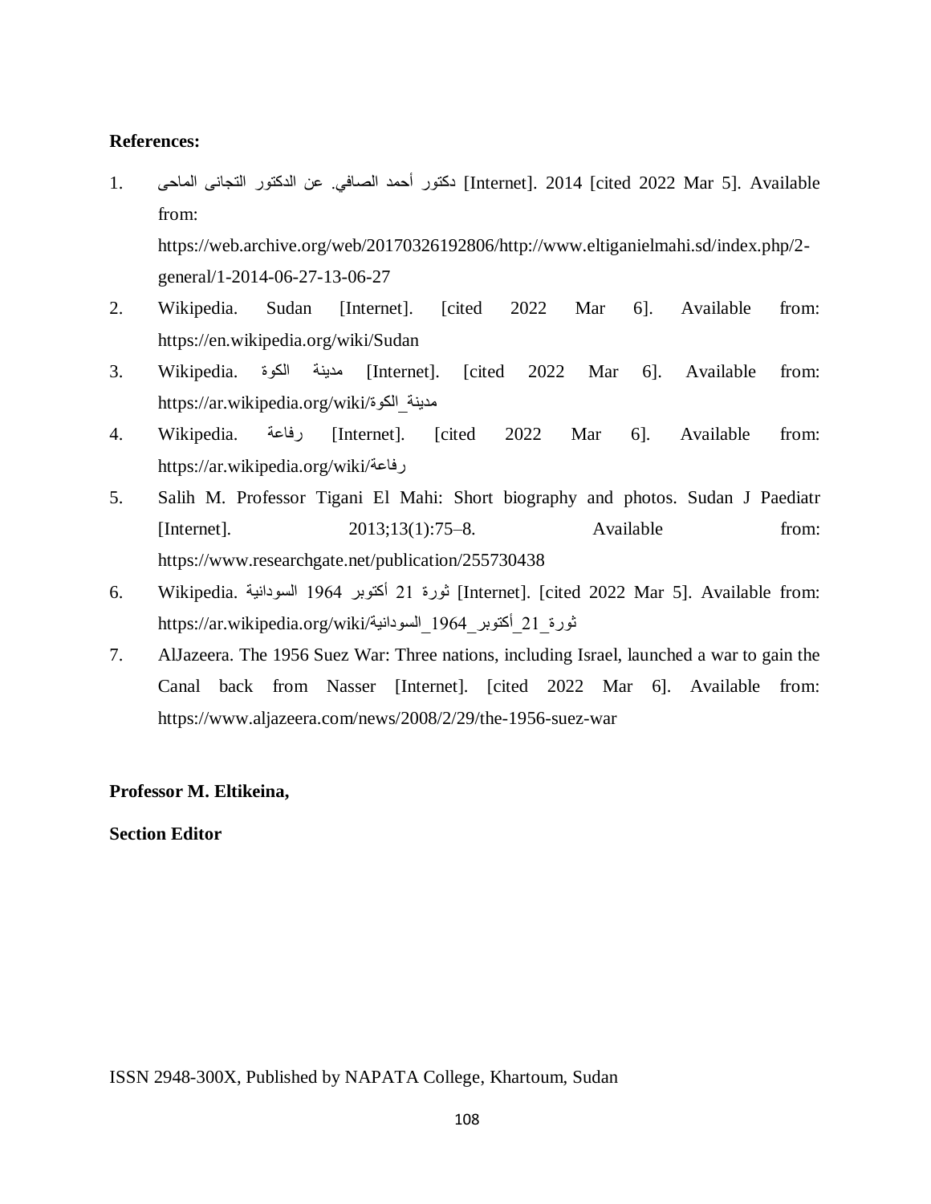**References:**

1. دكتور أحمد الصافي. عن الدكتور التجانى الماحى [Internet]. 2014 [cited 2022 Mar 5]. Available from: https://web.archive.org/web/20170326192806/http://www.eltiganielmahi.sd/index.php/2-general/1-2014-06-27-13-06-27
2. Wikipedia. Sudan [Internet]. [cited 2022 Mar 6]. Available from: https://en.wikipedia.org/wiki/Sudan
3. Wikipedia. مدينة الكوة [Internet]. [cited 2022 Mar 6]. Available from: https://ar.wikipedia.org/wiki/مدينة_الكوة
4. Wikipedia. رفاعة [Internet]. [cited 2022 Mar 6]. Available from: https://ar.wikipedia.org/wiki/رفاعة
5. Salih M. Professor Tigani El Mahi: Short biography and photos. Sudan J Paediatr [Internet]. 2013;13(1):75–8. Available from: https://www.researchgate.net/publication/255730438
6. Wikipedia. ثورة 21 أكتوبر 1964 السودانية [Internet]. [cited 2022 Mar 5]. Available from: https://ar.wikipedia.org/wiki/ثورة_21_أكتوبر_1964_السودانية
7. AlJazeera. The 1956 Suez War: Three nations, including Israel, launched a war to gain the Canal back from Nasser [Internet]. [cited 2022 Mar 6]. Available from: https://www.aljazeera.com/news/2008/2/29/the-1956-suez-war

**Professor M. Eltikeina,**

**Section Editor**